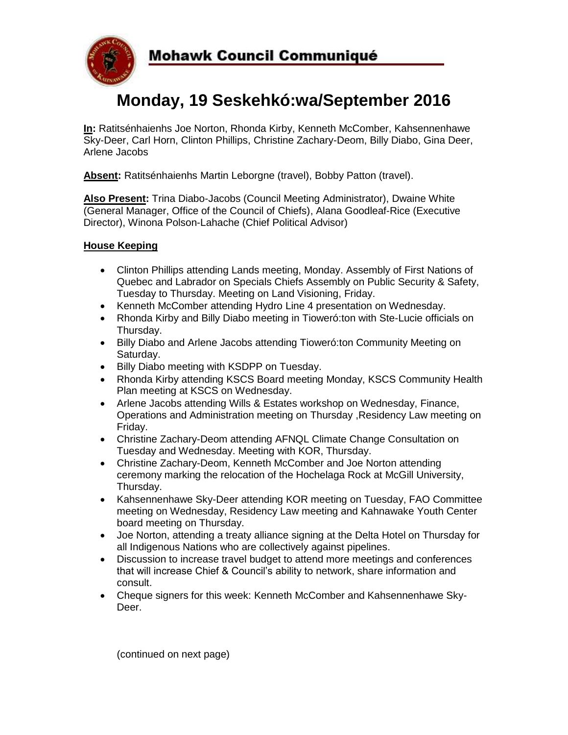# Mohawk Council Communiqué

# Monday, 19 Seskehkó:wa/September 2016

**In:** Ratitsénhaienhs Joe Norton, Rhonda Kirby, Kenneth McComber, Kahsennenhawe Sky-Deer, Carl Horn, Clinton Phillips, Christine Zachary-Deom, Billy Diabo, Gina Deer, Arlene Jacobs

**Absent:** Ratitsénhaienhs Martin Leborgne (travel), Bobby Patton (travel).

**Also Present:** Trina Diabo-Jacobs (Council Meeting Administrator), Dwaine White (General Manager, Office of the Council of Chiefs), Alana Goodleaf-Rice (Executive Director), Winona Polson-Lahache (Chief Political Advisor)

## House Keeping

- Clinton Phillips attending Lands meeting, Monday. Assembly of First Nations of Quebec and Labrador on Specials Chiefs Assembly on Public Security & Safety, Tuesday to Thursday. Meeting on Land Visioning, Friday.
- Kenneth McComber attending Hydro Line 4 presentation on Wednesday.
- Rhonda Kirby and Billy Diabo meeting in Tioweró:ton with Ste-Lucie officials on Thursday.
- Billy Diabo and Arlene Jacobs attending Tioweró:ton Community Meeting on Saturday.
- Billy Diabo meeting with KSDPP on Tuesday.
- Rhonda Kirby attending KSCS Board meeting Monday, KSCS Community Health Plan meeting at KSCS on Wednesday.
- Arlene Jacobs attending Wills & Estates workshop on Wednesday, Finance, Operations and Administration meeting on Thursday ,Residency Law meeting on Friday.
- Christine Zachary-Deom attending AFNQL Climate Change Consultation on Tuesday and Wednesday. Meeting with KOR, Thursday.
- Christine Zachary-Deom, Kenneth McComber and Joe Norton attending ceremony marking the relocation of the Hochelaga Rock at McGill University, Thursday.
- Kahsennenhawe Sky-Deer attending KOR meeting on Tuesday, FAO Committee meeting on Wednesday, Residency Law meeting and Kahnawake Youth Center board meeting on Thursday.
- Joe Norton, attending a treaty alliance signing at the Delta Hotel on Thursday for all Indigenous Nations who are collectively against pipelines.
- Discussion to increase travel budget to attend more meetings and conferences that will increase Chief & Council's ability to network, share information and consult.
- Cheque signers for this week: Kenneth McComber and Kahsennenhawe Sky-Deer.

(continued on next page)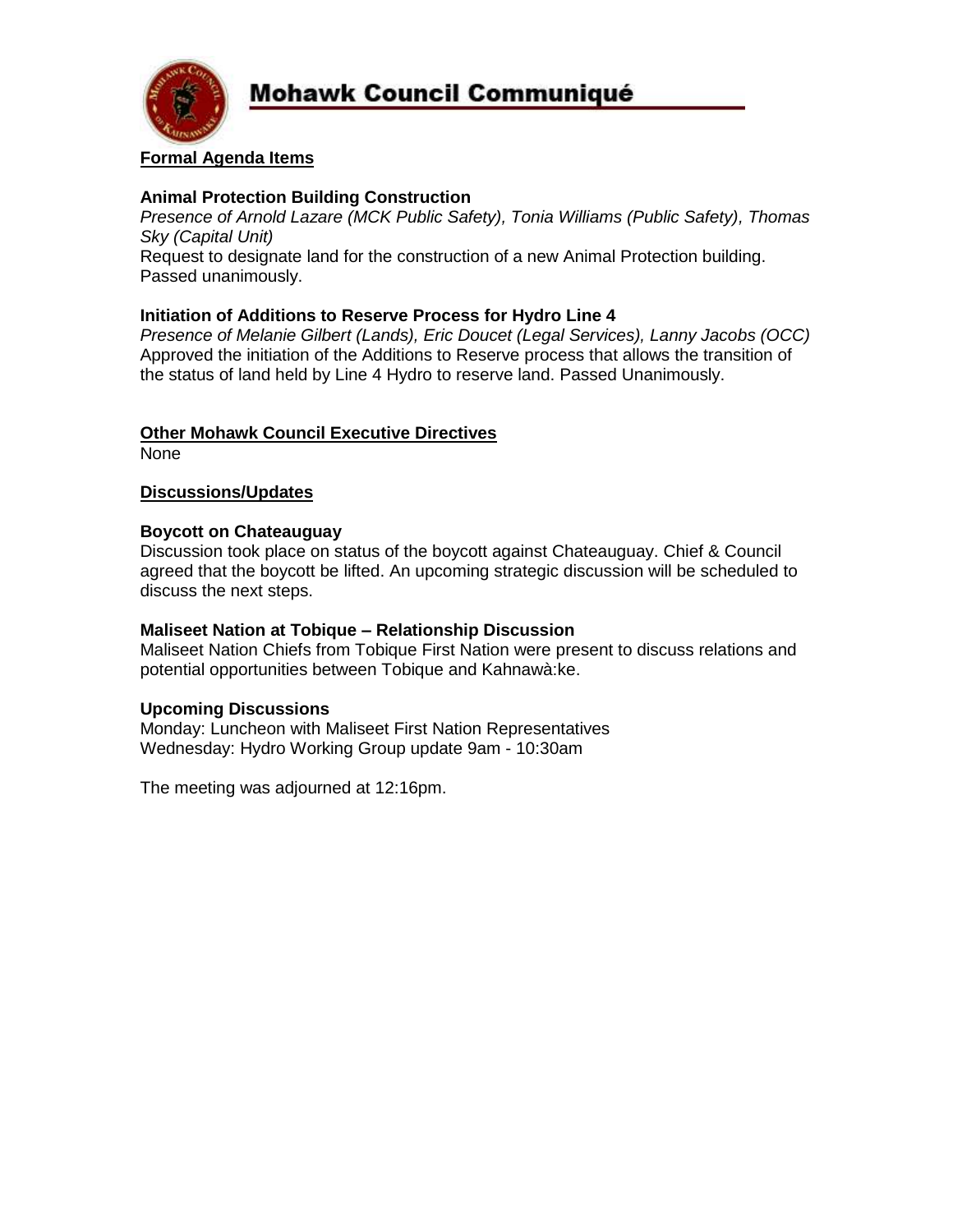# Mohawk Council Communiqué

**Formal Agenda Items**

**Animal Protection Building Construction**
*Presence of Arnold Lazare (MCK Public Safety), Tonia Williams (Public Safety), Thomas Sky (Capital Unit)*
Request to designate land for the construction of a new Animal Protection building. Passed unanimously.

**Initiation of Additions to Reserve Process for Hydro Line 4**
*Presence of Melanie Gilbert (Lands), Eric Doucet (Legal Services), Lanny Jacobs (OCC)*
Approved the initiation of the Additions to Reserve process that allows the transition of the status of land held by Line 4 Hydro to reserve land. Passed Unanimously.

**Other Mohawk Council Executive Directives**
None

**Discussions/Updates**

**Boycott on Chateauguay**
Discussion took place on status of the boycott against Chateauguay. Chief & Council agreed that the boycott be lifted. An upcoming strategic discussion will be scheduled to discuss the next steps.

**Maliseet Nation at Tobique – Relationship Discussion**
Maliseet Nation Chiefs from Tobique First Nation were present to discuss relations and potential opportunities between Tobique and Kahnawà:ke.

**Upcoming Discussions**
Monday: Luncheon with Maliseet First Nation Representatives
Wednesday: Hydro Working Group update 9am - 10:30am

The meeting was adjourned at 12:16pm.